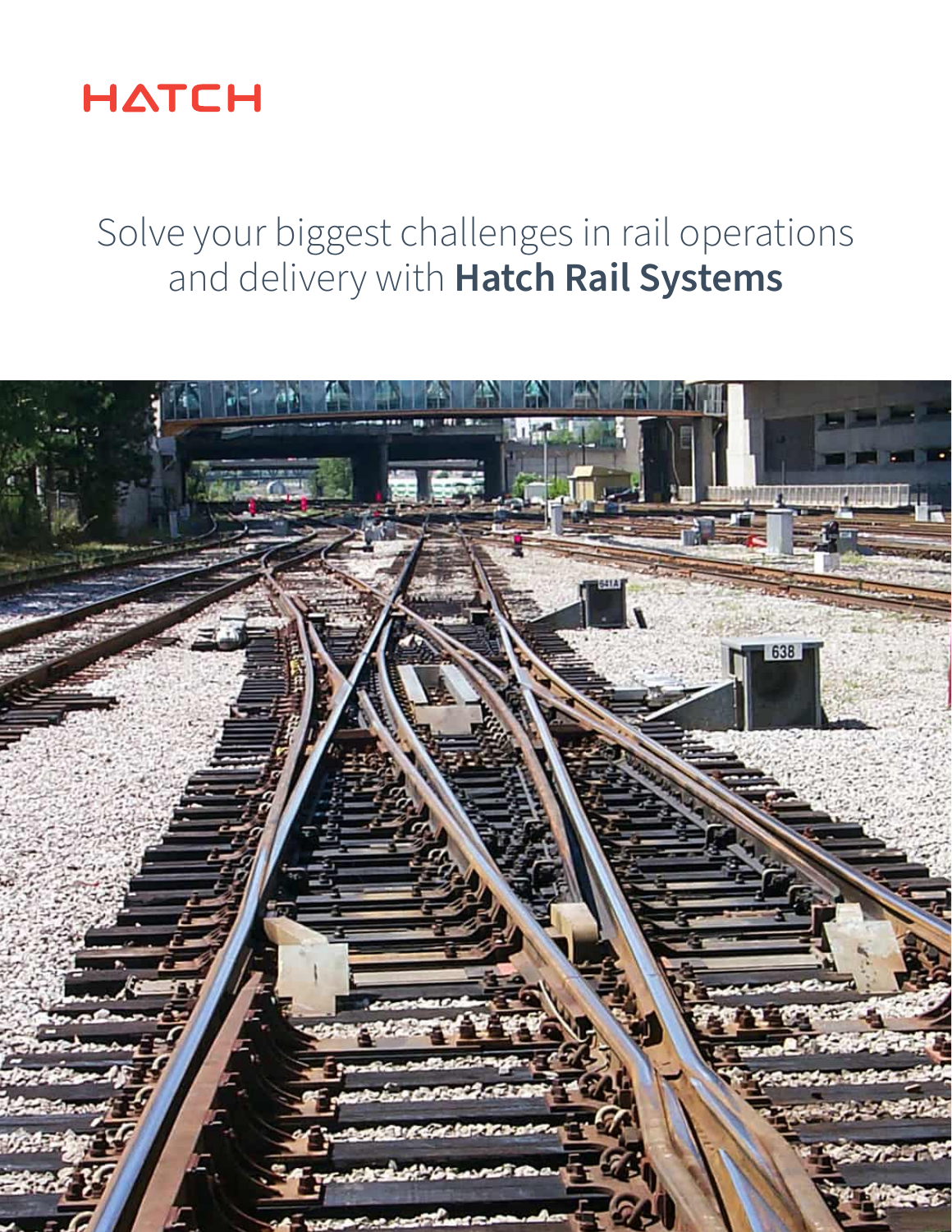HATCH

# Solve your biggest challenges in rail operations and delivery with **Hatch Rail Systems**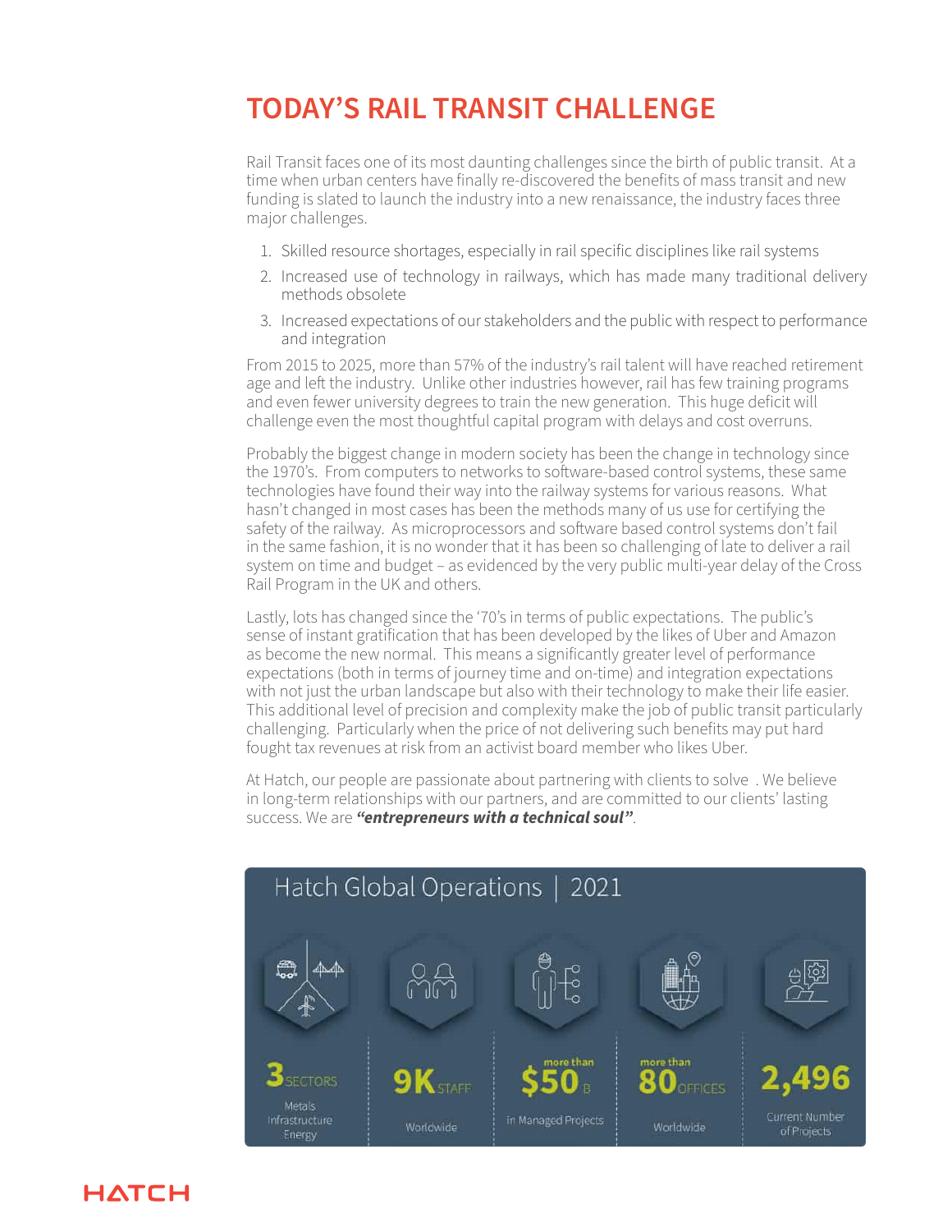# TODAY'S RAIL TRANSIT CHALLENGE

Rail Transit faces one of its most daunting challenges since the birth of public transit. At a time when urban centers have finally re-discovered the benefits of mass transit and new funding is slated to launch the industry into a new renaissance, the industry faces three major challenges.

1. Skilled resource shortages, especially in rail specific disciplines like rail systems
2. Increased use of technology in railways, which has made many traditional delivery methods obsolete
3. Increased expectations of our stakeholders and the public with respect to performance and integration

From 2015 to 2025, more than 57% of the industry's rail talent will have reached retirement age and left the industry. Unlike other industries however, rail has few training programs and even fewer university degrees to train the new generation. This huge deficit will challenge even the most thoughtful capital program with delays and cost overruns.

Probably the biggest change in modern society has been the change in technology since the 1970's. From computers to networks to software-based control systems, these same technologies have found their way into the railway systems for various reasons. What hasn't changed in most cases has been the methods many of us use for certifying the safety of the railway. As microprocessors and software based control systems don't fail in the same fashion, it is no wonder that it has been so challenging of late to deliver a rail system on time and budget – as evidenced by the very public multi-year delay of the Cross Rail Program in the UK and others.

Lastly, lots has changed since the '70's in terms of public expectations. The public's sense of instant gratification that has been developed by the likes of Uber and Amazon as become the new normal. This means a significantly greater level of performance expectations (both in terms of journey time and on-time) and integration expectations with not just the urban landscape but also with their technology to make their life easier. This additional level of precision and complexity make the job of public transit particularly challenging. Particularly when the price of not delivering such benefits may put hard fought tax revenues at risk from an activist board member who likes Uber.

At Hatch, our people are passionate about partnering with clients to solve . We believe in long-term relationships with our partners, and are committed to our clients' lasting success. We are ***"entrepreneurs with a technical soul"***.

## Hatch Global Operations | 2021

| 3 SECTORS | 9K STAFF | more than $50 B | more than 80 OFFICES | 2,496 |
|---|---|---|---|---|
| Metals Infrastructure Energy | Worldwide | in Managed Projects | Worldwide | Current Number of Projects |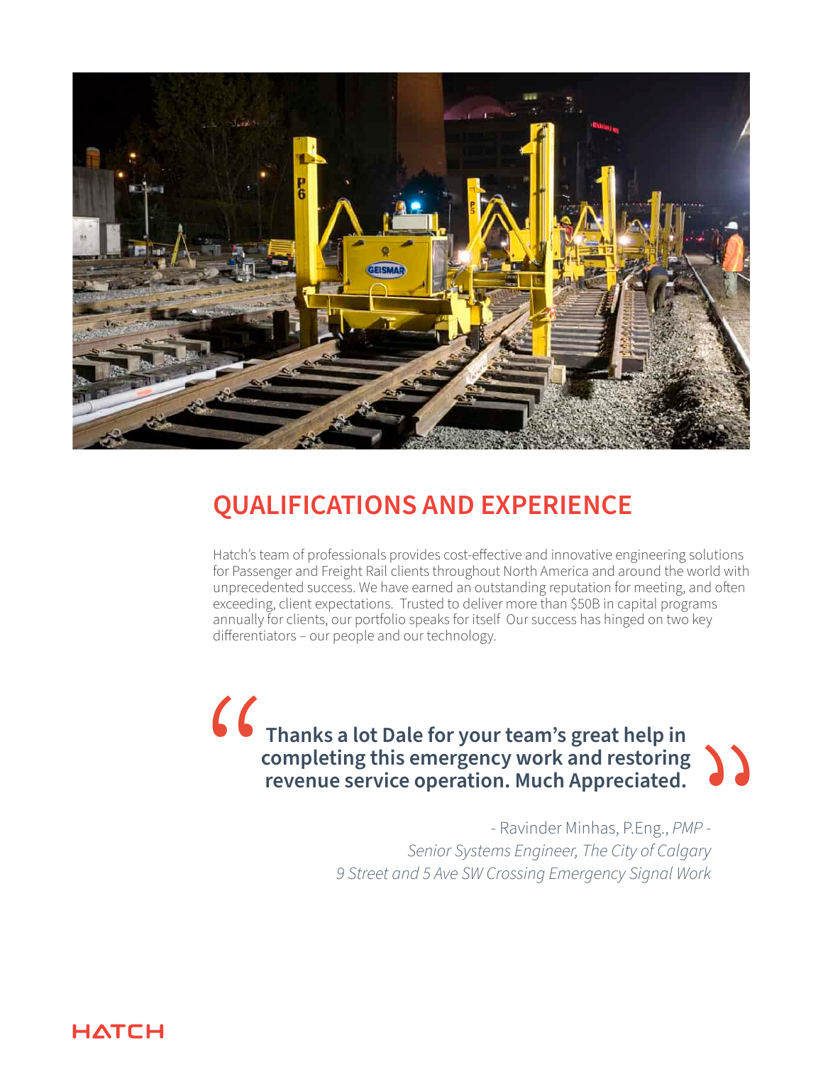## QUALIFICATIONS AND EXPERIENCE

Hatch's team of professionals provides cost-effective and innovative engineering solutions for Passenger and Freight Rail clients throughout North America and around the world with unprecedented success. We have earned an outstanding reputation for meeting, and often exceeding, client expectations. Trusted to deliver more than $50B in capital programs annually for clients, our portfolio speaks for itself Our success has hinged on two key differentiators – our people and our technology.

> **"Thanks a lot Dale for your team's great help in completing this emergency work and restoring revenue service operation. Much Appreciated."**
>
> \- Ravinder Minhas, P.Eng., *PMP* -
> *Senior Systems Engineer, The City of Calgary*
> *9 Street and 5 Ave SW Crossing Emergency Signal Work*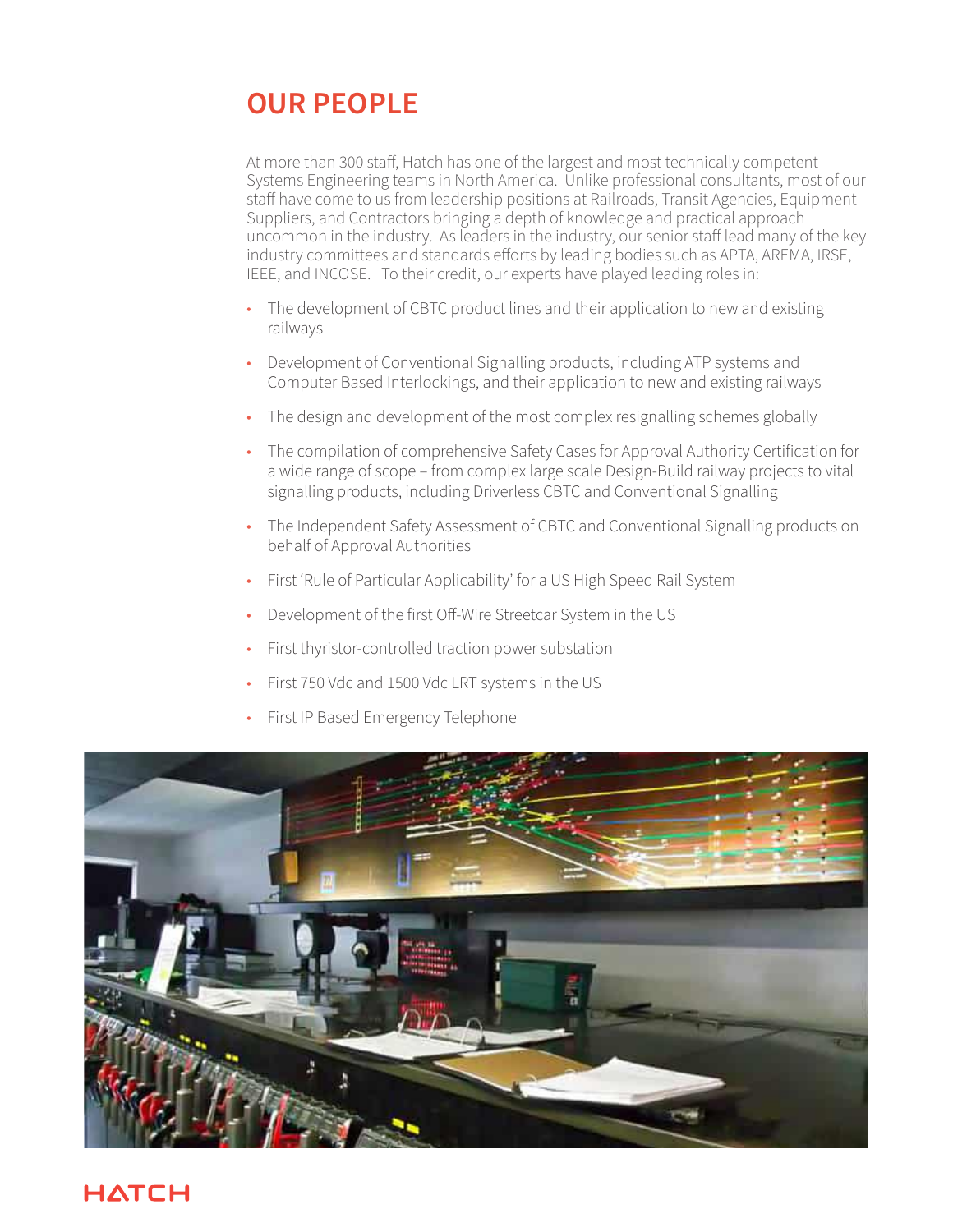# OUR PEOPLE

At more than 300 staff, Hatch has one of the largest and most technically competent Systems Engineering teams in North America. Unlike professional consultants, most of our staff have come to us from leadership positions at Railroads, Transit Agencies, Equipment Suppliers, and Contractors bringing a depth of knowledge and practical approach uncommon in the industry. As leaders in the industry, our senior staff lead many of the key industry committees and standards efforts by leading bodies such as APTA, AREMA, IRSE, IEEE, and INCOSE. To their credit, our experts have played leading roles in:

- The development of CBTC product lines and their application to new and existing railways
- Development of Conventional Signalling products, including ATP systems and Computer Based Interlockings, and their application to new and existing railways
- The design and development of the most complex resignalling schemes globally
- The compilation of comprehensive Safety Cases for Approval Authority Certification for a wide range of scope – from complex large scale Design-Build railway projects to vital signalling products, including Driverless CBTC and Conventional Signalling
- The Independent Safety Assessment of CBTC and Conventional Signalling products on behalf of Approval Authorities
- First 'Rule of Particular Applicability' for a US High Speed Rail System
- Development of the first Off-Wire Streetcar System in the US
- First thyristor-controlled traction power substation
- First 750 Vdc and 1500 Vdc LRT systems in the US
- First IP Based Emergency Telephone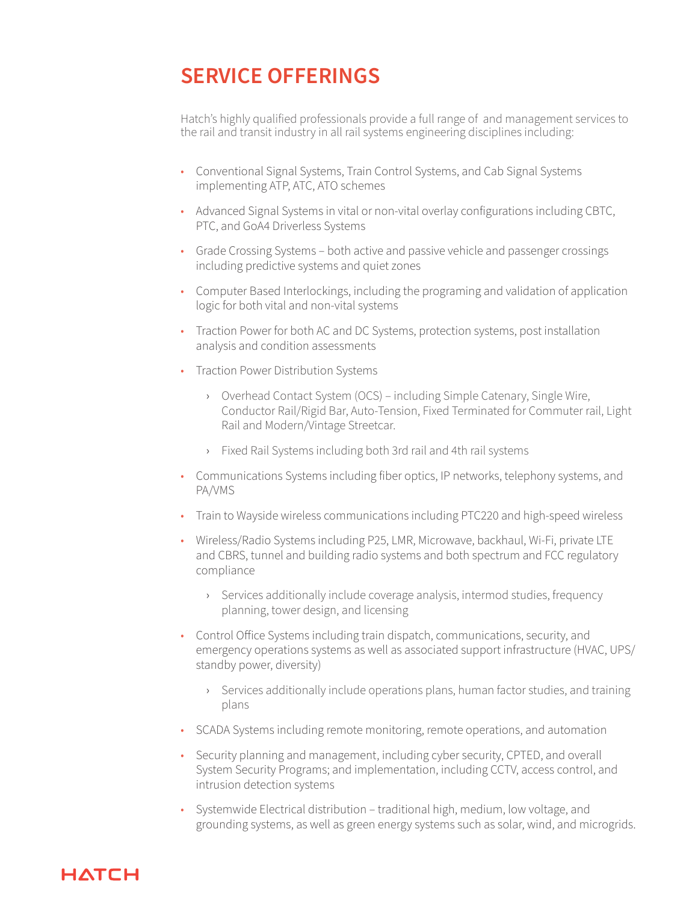# SERVICE OFFERINGS

Hatch's highly qualified professionals provide a full range of  and management services to the rail and transit industry in all rail systems engineering disciplines including:

- Conventional Signal Systems, Train Control Systems, and Cab Signal Systems implementing ATP, ATC, ATO schemes
- Advanced Signal Systems in vital or non-vital overlay configurations including CBTC, PTC, and GoA4 Driverless Systems
- Grade Crossing Systems – both active and passive vehicle and passenger crossings including predictive systems and quiet zones
- Computer Based Interlockings, including the programing and validation of application logic for both vital and non-vital systems
- Traction Power for both AC and DC Systems, protection systems, post installation analysis and condition assessments
- Traction Power Distribution Systems
  - Overhead Contact System (OCS) – including Simple Catenary, Single Wire, Conductor Rail/Rigid Bar, Auto-Tension, Fixed Terminated for Commuter rail, Light Rail and Modern/Vintage Streetcar.
  - Fixed Rail Systems including both 3rd rail and 4th rail systems
- Communications Systems including fiber optics, IP networks, telephony systems, and PA/VMS
- Train to Wayside wireless communications including PTC220 and high-speed wireless
- Wireless/Radio Systems including P25, LMR, Microwave, backhaul, Wi-Fi, private LTE and CBRS, tunnel and building radio systems and both spectrum and FCC regulatory compliance
  - Services additionally include coverage analysis, intermod studies, frequency planning, tower design, and licensing
- Control Office Systems including train dispatch, communications, security, and emergency operations systems as well as associated support infrastructure (HVAC, UPS/standby power, diversity)
  - Services additionally include operations plans, human factor studies, and training plans
- SCADA Systems including remote monitoring, remote operations, and automation
- Security planning and management, including cyber security, CPTED, and overall System Security Programs; and implementation, including CCTV, access control, and intrusion detection systems
- Systemwide Electrical distribution – traditional high, medium, low voltage, and grounding systems, as well as green energy systems such as solar, wind, and microgrids.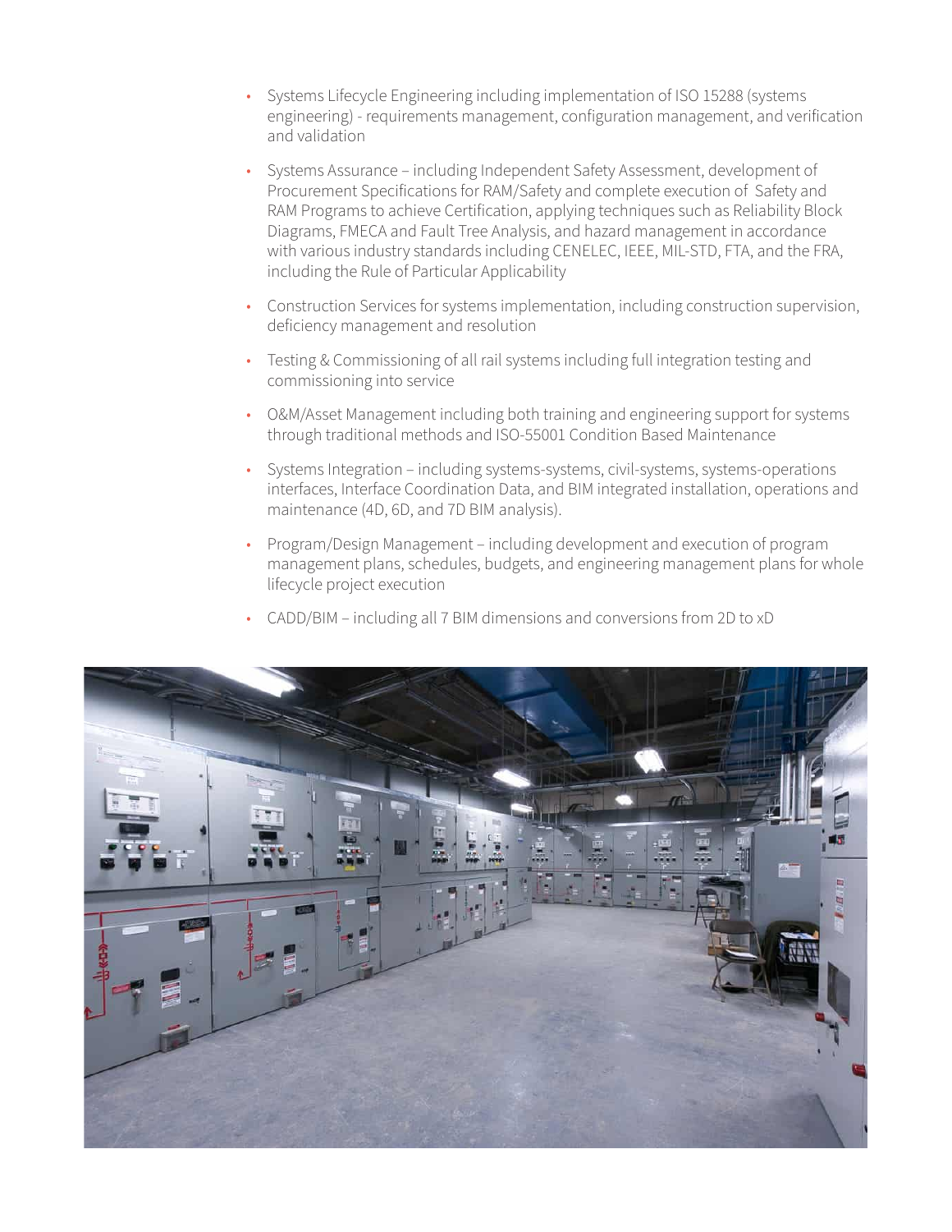- Systems Lifecycle Engineering including implementation of ISO 15288 (systems engineering) - requirements management, configuration management, and verification and validation
- Systems Assurance – including Independent Safety Assessment, development of Procurement Specifications for RAM/Safety and complete execution of Safety and RAM Programs to achieve Certification, applying techniques such as Reliability Block Diagrams, FMECA and Fault Tree Analysis, and hazard management in accordance with various industry standards including CENELEC, IEEE, MIL-STD, FTA, and the FRA, including the Rule of Particular Applicability
- Construction Services for systems implementation, including construction supervision, deficiency management and resolution
- Testing & Commissioning of all rail systems including full integration testing and commissioning into service
- O&M/Asset Management including both training and engineering support for systems through traditional methods and ISO-55001 Condition Based Maintenance
- Systems Integration – including systems-systems, civil-systems, systems-operations interfaces, Interface Coordination Data, and BIM integrated installation, operations and maintenance (4D, 6D, and 7D BIM analysis).
- Program/Design Management – including development and execution of program management plans, schedules, budgets, and engineering management plans for whole lifecycle project execution
- CADD/BIM – including all 7 BIM dimensions and conversions from 2D to xD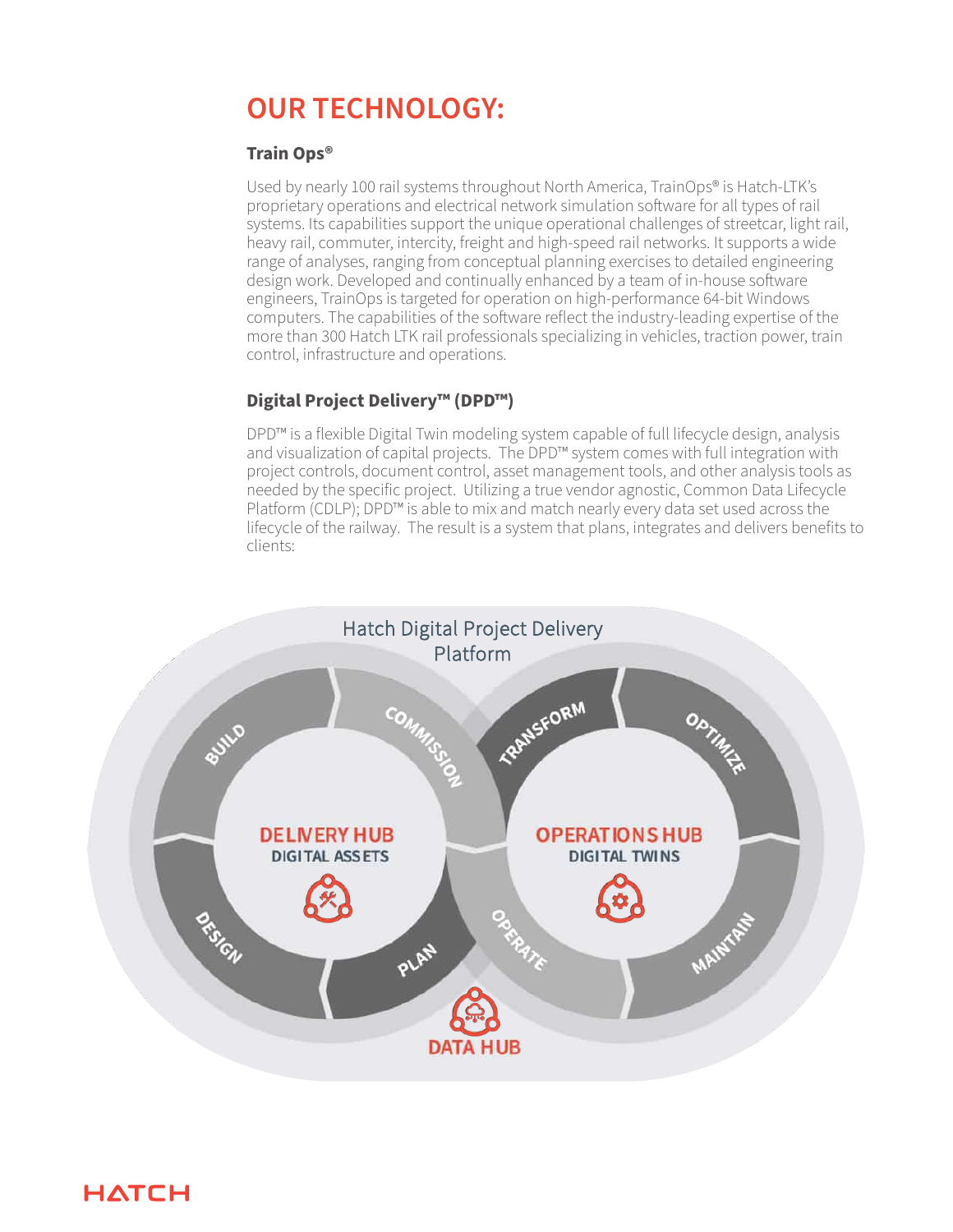# OUR TECHNOLOGY:

### Train Ops®

Used by nearly 100 rail systems throughout North America, TrainOps® is Hatch-LTK's proprietary operations and electrical network simulation software for all types of rail systems. Its capabilities support the unique operational challenges of streetcar, light rail, heavy rail, commuter, intercity, freight and high-speed rail networks. It supports a wide range of analyses, ranging from conceptual planning exercises to detailed engineering design work. Developed and continually enhanced by a team of in-house software engineers, TrainOps is targeted for operation on high-performance 64-bit Windows computers. The capabilities of the software reflect the industry-leading expertise of the more than 300 Hatch LTK rail professionals specializing in vehicles, traction power, train control, infrastructure and operations.

### Digital Project Delivery™ (DPD™)

DPD™ is a flexible Digital Twin modeling system capable of full lifecycle design, analysis and visualization of capital projects. The DPD™ system comes with full integration with project controls, document control, asset management tools, and other analysis tools as needed by the specific project. Utilizing a true vendor agnostic, Common Data Lifecycle Platform (CDLP); DPD™ is able to mix and match nearly every data set used across the lifecycle of the railway. The result is a system that plans, integrates and delivers benefits to clients:

Hatch Digital Project Delivery Platform

BUILD, COMMISSION, TRANSFORM, OPTIMIZE

DELIVERY HUB
DIGITAL ASSETS

OPERATIONS HUB
DIGITAL TWINS

DESIGN, PLAN, OPERATE, MAINTAIN

DATA HUB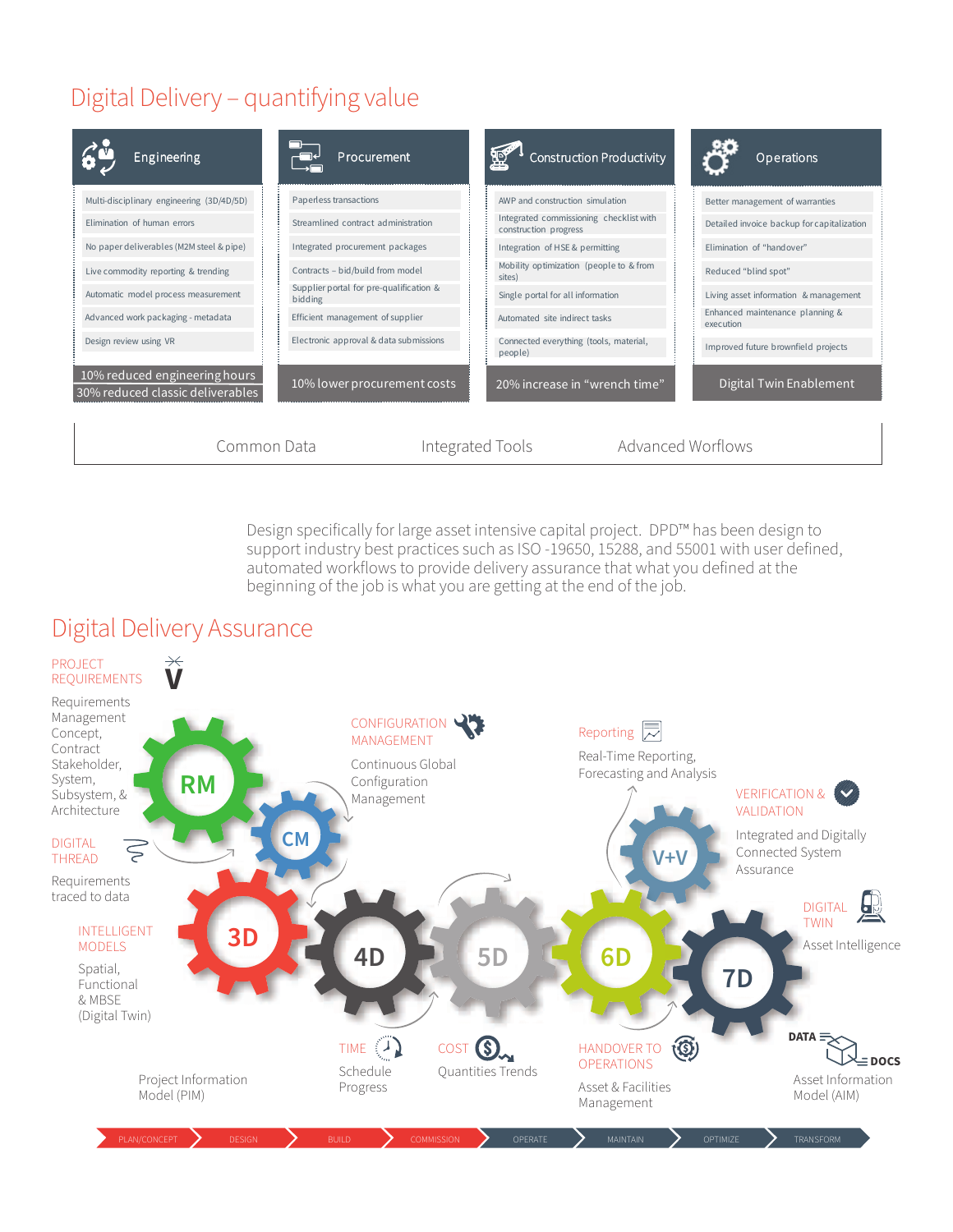# Digital Delivery – quantifying value

| Engineering | Procurement | Construction Productivity | Operations |
|---|---|---|---|
| Multi-disciplinary engineering (3D/4D/5D) | Paperless transactions | AWP and construction simulation | Better management of warranties |
| Elimination of human errors | Streamlined contract administration | Integrated commissioning checklist with construction progress | Detailed invoice backup for capitalization |
| No paper deliverables (M2M steel & pipe) | Integrated procurement packages | Integration of HSE & permitting | Elimination of "handover" |
| Live commodity reporting & trending | Contracts – bid/build from model | Mobility optimization (people to & from sites) | Reduced "blind spot" |
| Automatic model process measurement | Supplier portal for pre-qualification & bidding | Single portal for all information | Living asset information & management |
| Advanced work packaging - metadata | Efficient management of supplier | Automated site indirect tasks | Enhanced maintenance planning & execution |
| Design review using VR | Electronic approval & data submissions | Connected everything (tools, material, people) | Improved future brownfield projects |
| 10% reduced engineering hours<br>30% reduced classic deliverables | 10% lower procurement costs | 20% increase in "wrench time" | Digital Twin Enablement |

Common Data | Integrated Tools | Advanced Worflows

Design specifically for large asset intensive capital project. DPD™ has been design to support industry best practices such as ISO -19650, 15288, and 55001 with user defined, automated workflows to provide delivery assurance that what you defined at the beginning of the job is what you are getting at the end of the job.

# Digital Delivery Assurance

**PROJECT REQUIREMENTS**
Requirements Management Concept, Contract Stakeholder, System, Subsystem, & Architecture

**DIGITAL THREAD**
Requirements traced to data

**INTELLIGENT MODELS**
Spatial, Functional & MBSE (Digital Twin)

**CONFIGURATION MANAGEMENT**
Continuous Global Configuration Management

**Reporting**
Real-Time Reporting, Forecasting and Analysis

**VERIFICATION & VALIDATION**
Integrated and Digitally Connected System Assurance

**DIGITAL TWIN**
Asset Intelligence

RM — CM — 3D — 4D — 5D — 6D — V+V — 7D

**TIME**
Schedule Progress

**COST**
Quantities Trends

**HANDOVER TO OPERATIONS**
Asset & Facilities Management

DATA — DOCS

Project Information Model (PIM)

Asset Information Model (AIM)

PLAN/CONCEPT → DESIGN → BUILD → COMMISSION → OPERATE → MAINTAIN → OPTIMIZE → TRANSFORM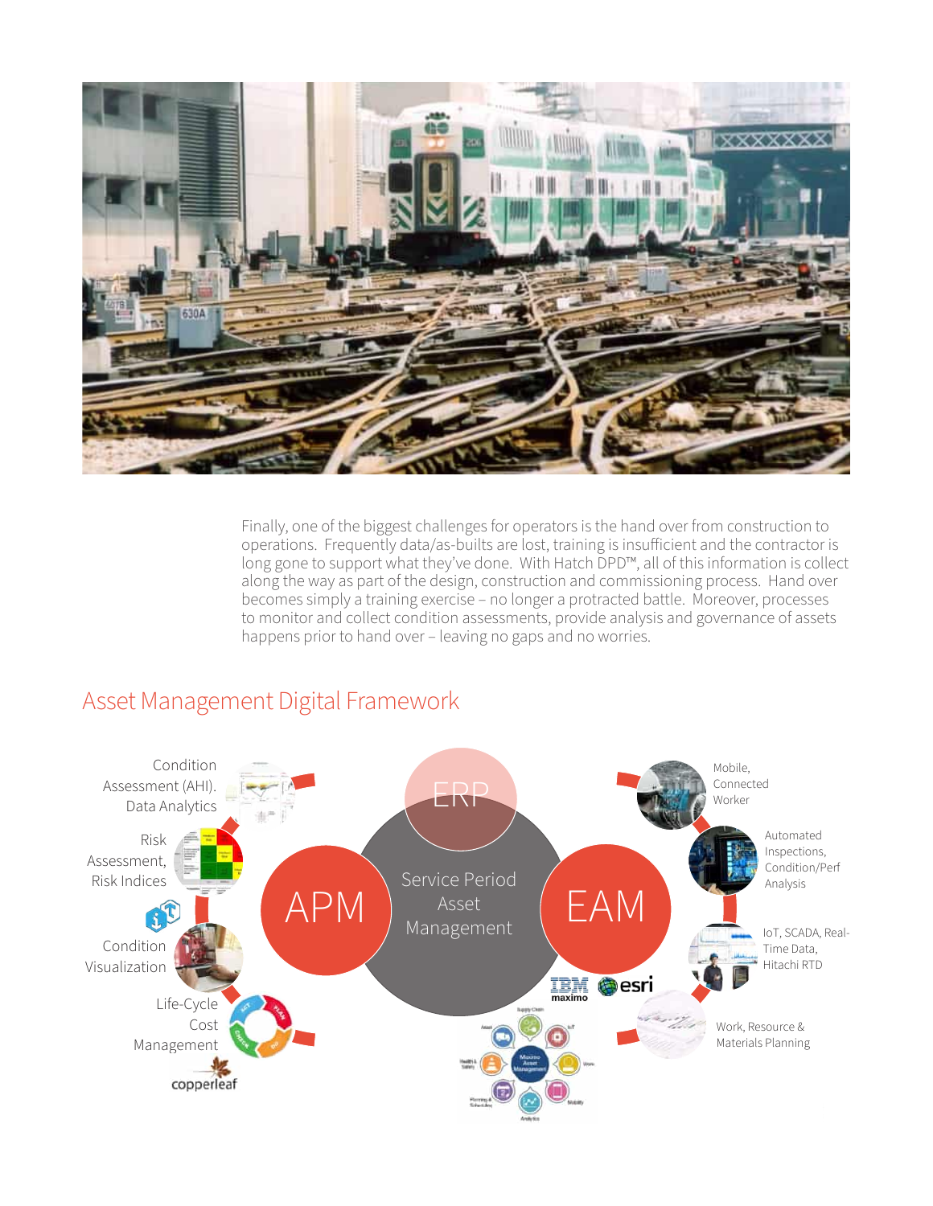Finally, one of the biggest challenges for operators is the hand over from construction to operations. Frequently data/as-builts are lost, training is insufficient and the contractor is long gone to support what they've done. With Hatch DPD™, all of this information is collect along the way as part of the design, construction and commissioning process. Hand over becomes simply a training exercise – no longer a protracted battle. Moreover, processes to monitor and collect condition assessments, provide analysis and governance of assets happens prior to hand over – leaving no gaps and no worries.

## Asset Management Digital Framework

Condition Assessment (AHI). Data Analytics

Risk Assessment, Risk Indices

Condition Visualization

Life-Cycle Cost Management

copperleaf

ERP

APM

Service Period Asset Management

EAM

IBM maximo

esri

Mobile, Connected Worker

Automated Inspections, Condition/Perf Analysis

IoT, SCADA, Real-Time Data, Hitachi RTD

Work, Resource & Materials Planning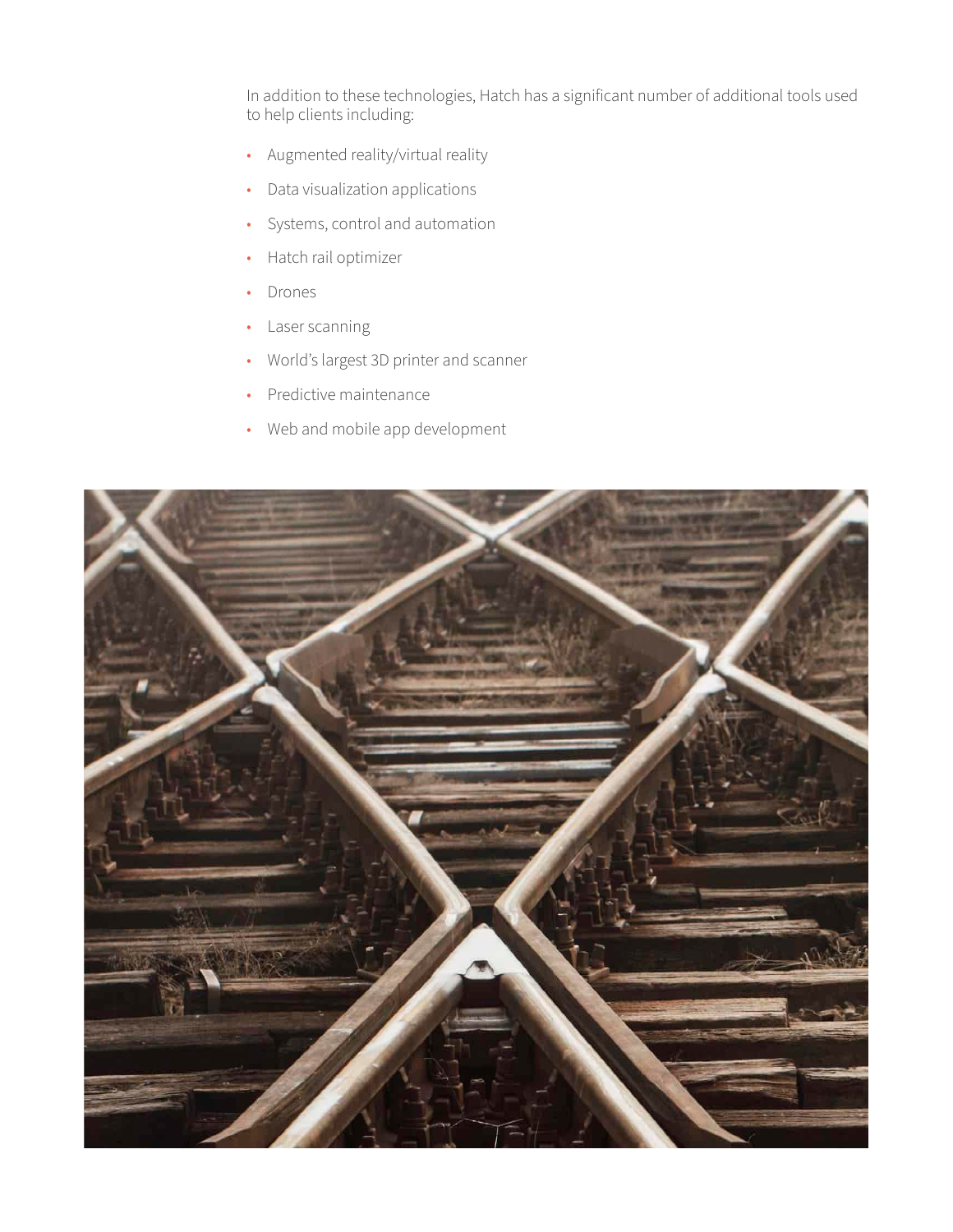In addition to these technologies, Hatch has a significant number of additional tools used to help clients including:

- Augmented reality/virtual reality
- Data visualization applications
- Systems, control and automation
- Hatch rail optimizer
- Drones
- Laser scanning
- World's largest 3D printer and scanner
- Predictive maintenance
- Web and mobile app development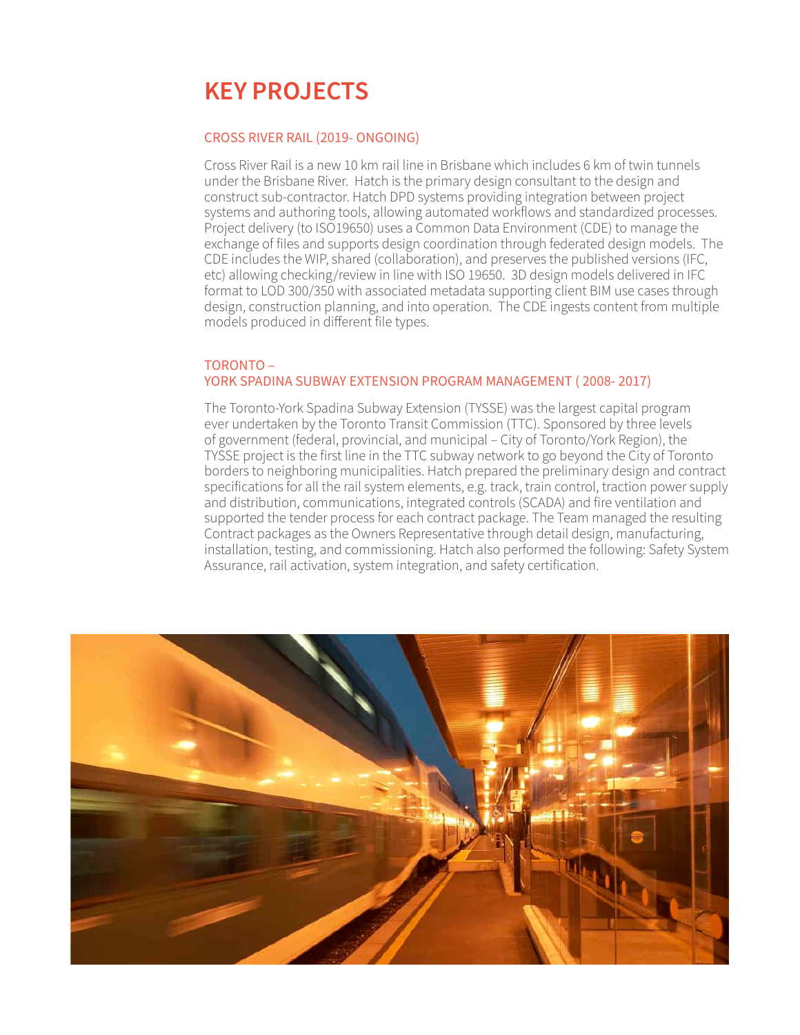# KEY PROJECTS

## CROSS RIVER RAIL (2019- ONGOING)

Cross River Rail is a new 10 km rail line in Brisbane which includes 6 km of twin tunnels under the Brisbane River. Hatch is the primary design consultant to the design and construct sub-contractor. Hatch DPD systems providing integration between project systems and authoring tools, allowing automated workflows and standardized processes. Project delivery (to ISO19650) uses a Common Data Environment (CDE) to manage the exchange of files and supports design coordination through federated design models. The CDE includes the WIP, shared (collaboration), and preserves the published versions (IFC, etc) allowing checking/review in line with ISO 19650. 3D design models delivered in IFC format to LOD 300/350 with associated metadata supporting client BIM use cases through design, construction planning, and into operation. The CDE ingests content from multiple models produced in different file types.

## TORONTO – YORK SPADINA SUBWAY EXTENSION PROGRAM MANAGEMENT ( 2008- 2017)

The Toronto-York Spadina Subway Extension (TYSSE) was the largest capital program ever undertaken by the Toronto Transit Commission (TTC). Sponsored by three levels of government (federal, provincial, and municipal – City of Toronto/York Region), the TYSSE project is the first line in the TTC subway network to go beyond the City of Toronto borders to neighboring municipalities. Hatch prepared the preliminary design and contract specifications for all the rail system elements, e.g. track, train control, traction power supply and distribution, communications, integrated controls (SCADA) and fire ventilation and supported the tender process for each contract package. The Team managed the resulting Contract packages as the Owners Representative through detail design, manufacturing, installation, testing, and commissioning. Hatch also performed the following: Safety System Assurance, rail activation, system integration, and safety certification.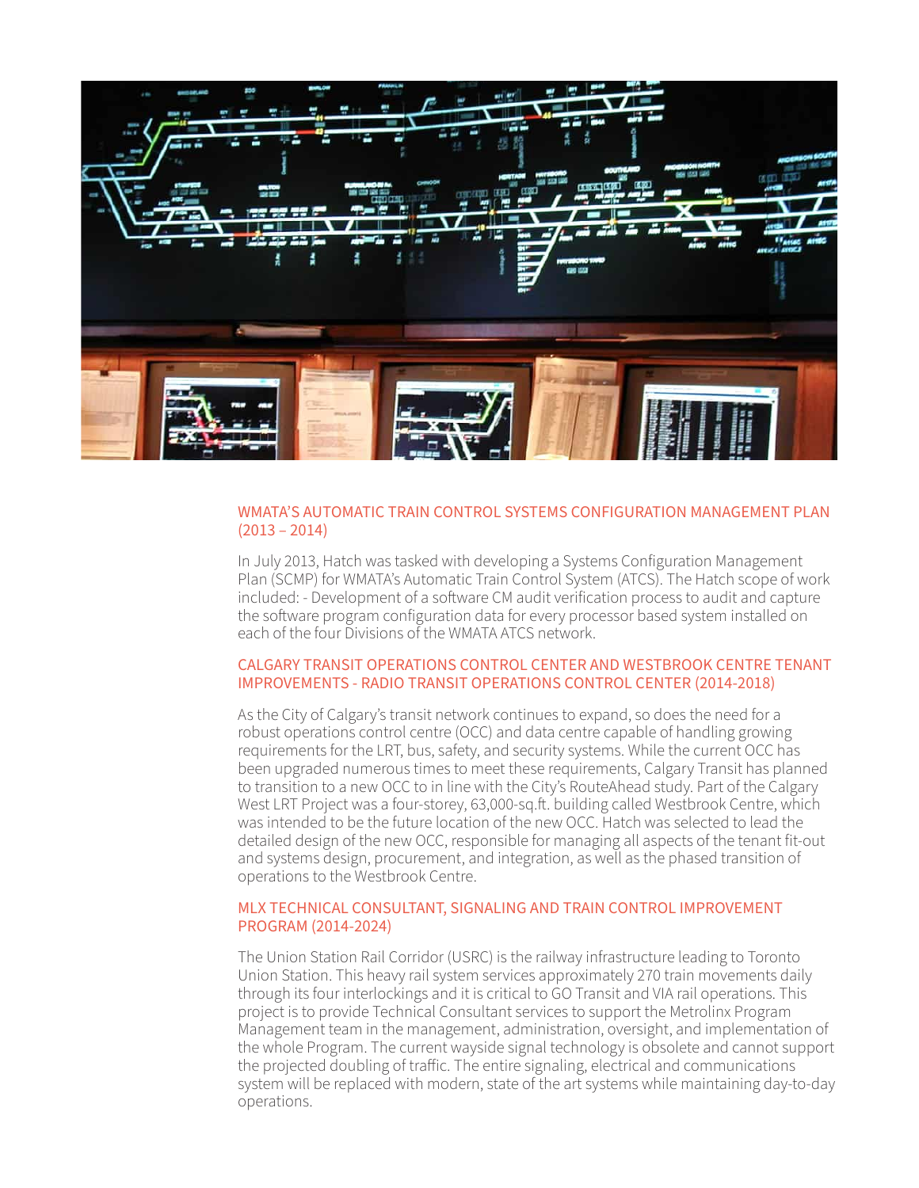### WMATA'S AUTOMATIC TRAIN CONTROL SYSTEMS CONFIGURATION MANAGEMENT PLAN (2013 – 2014)

In July 2013, Hatch was tasked with developing a Systems Configuration Management Plan (SCMP) for WMATA's Automatic Train Control System (ATCS). The Hatch scope of work included: - Development of a software CM audit verification process to audit and capture the software program configuration data for every processor based system installed on each of the four Divisions of the WMATA ATCS network.

### CALGARY TRANSIT OPERATIONS CONTROL CENTER AND WESTBROOK CENTRE TENANT IMPROVEMENTS - RADIO TRANSIT OPERATIONS CONTROL CENTER (2014-2018)

As the City of Calgary's transit network continues to expand, so does the need for a robust operations control centre (OCC) and data centre capable of handling growing requirements for the LRT, bus, safety, and security systems. While the current OCC has been upgraded numerous times to meet these requirements, Calgary Transit has planned to transition to a new OCC to in line with the City's RouteAhead study. Part of the Calgary West LRT Project was a four-storey, 63,000-sq.ft. building called Westbrook Centre, which was intended to be the future location of the new OCC. Hatch was selected to lead the detailed design of the new OCC, responsible for managing all aspects of the tenant fit-out and systems design, procurement, and integration, as well as the phased transition of operations to the Westbrook Centre.

### MLX TECHNICAL CONSULTANT, SIGNALING AND TRAIN CONTROL IMPROVEMENT PROGRAM (2014-2024)

The Union Station Rail Corridor (USRC) is the railway infrastructure leading to Toronto Union Station. This heavy rail system services approximately 270 train movements daily through its four interlockings and it is critical to GO Transit and VIA rail operations. This project is to provide Technical Consultant services to support the Metrolinx Program Management team in the management, administration, oversight, and implementation of the whole Program. The current wayside signal technology is obsolete and cannot support the projected doubling of traffic. The entire signaling, electrical and communications system will be replaced with modern, state of the art systems while maintaining day-to-day operations.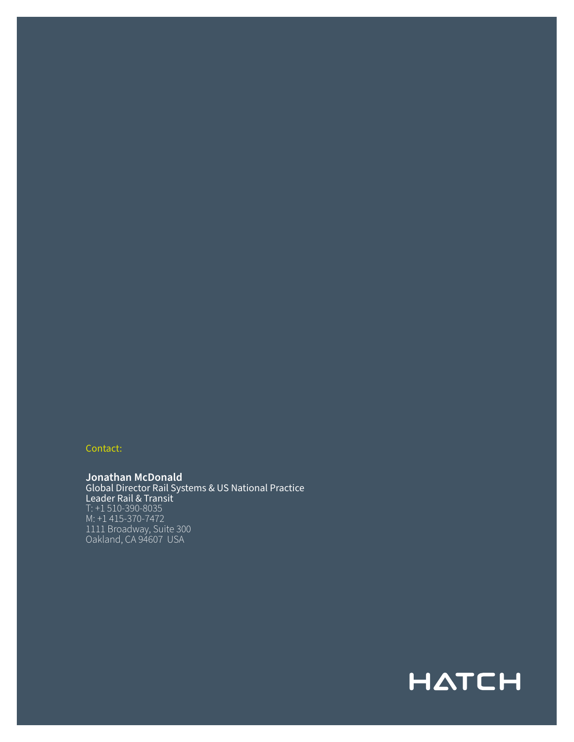Contact:

**Jonathan McDonald**
Global Director Rail Systems & US National Practice Leader Rail & Transit
T: +1 510-390-8035
M: +1 415-370-7472
1111 Broadway, Suite 300
Oakland, CA 94607 USA

HATCH